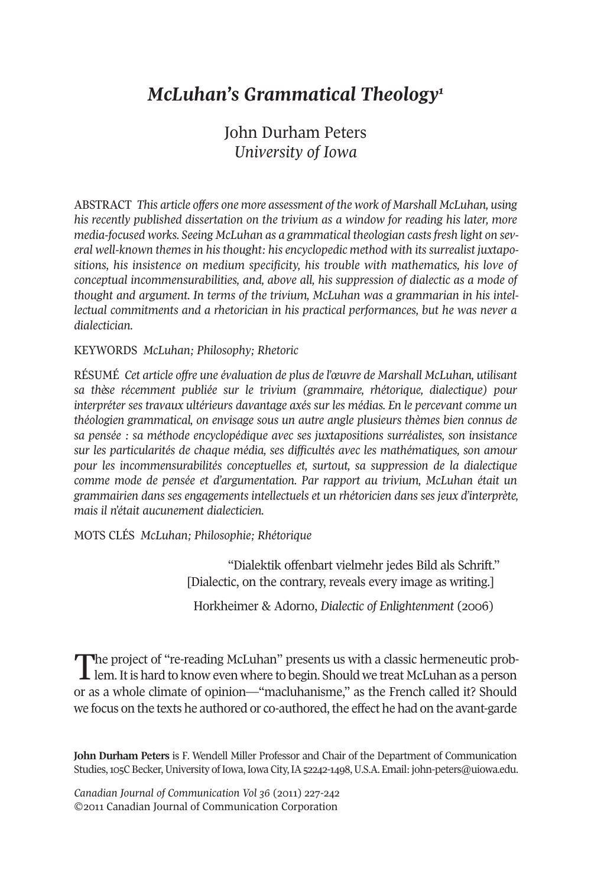# *McLuhan's Grammatical Theology*[1]

John Durham Peters
*University of Iowa*

ABSTRACT *This article offers one more assessment of the work of Marshall McLuhan, using his recently published dissertation on the trivium as a window for reading his later, more media-focused works. Seeing McLuhan as a grammatical theologian casts fresh light on several well-known themes in his thought: his encyclopedic method with its surrealist juxtapositions, his insistence on medium specificity, his trouble with mathematics, his love of conceptual incommensurabilities, and, above all, his suppression of dialectic as a mode of thought and argument. In terms of the trivium, McLuhan was a grammarian in his intellectual commitments and a rhetorician in his practical performances, but he was never a dialectician.*

KEYWORDS *McLuhan; Philosophy; Rhetoric*

RÉSUMÉ *Cet article offre une évaluation de plus de l'œuvre de Marshall McLuhan, utilisant sa thèse récemment publiée sur le trivium (grammaire, rhétorique, dialectique) pour interpréter ses travaux ultérieurs davantage axés sur les médias. En le percevant comme un théologien grammatical, on envisage sous un autre angle plusieurs thèmes bien connus de sa pensée : sa méthode encyclopédique avec ses juxtapositions surréalistes, son insistance sur les particularités de chaque média, ses difficultés avec les mathématiques, son amour pour les incommensurabilités conceptuelles et, surtout, sa suppression de la dialectique comme mode de pensée et d'argumentation. Par rapport au trivium, McLuhan était un grammairien dans ses engagements intellectuels et un rhétoricien dans ses jeux d'interprète, mais il n'était aucunement dialecticien.*

MOTS CLÉS *McLuhan; Philosophie; Rhétorique*

> "Dialektik offenbart vielmehr jedes Bild als Schrift."
> [Dialectic, on the contrary, reveals every image as writing.]
>
> Horkheimer & Adorno, *Dialectic of Enlightenment* (2006)

The project of "re-reading McLuhan" presents us with a classic hermeneutic problem. It is hard to know even where to begin. Should we treat McLuhan as a person or as a whole climate of opinion—"macluhanisme," as the French called it? Should we focus on the texts he authored or co-authored, the effect he had on the avant-garde

**John Durham Peters** is F. Wendell Miller Professor and Chair of the Department of Communication Studies, 105C Becker, University of Iowa, Iowa City, IA 52242-1498, U.S.A. Email: john-peters@uiowa.edu.

*Canadian Journal of Communication Vol 36* (2011) 227-242
©2011 Canadian Journal of Communication Corporation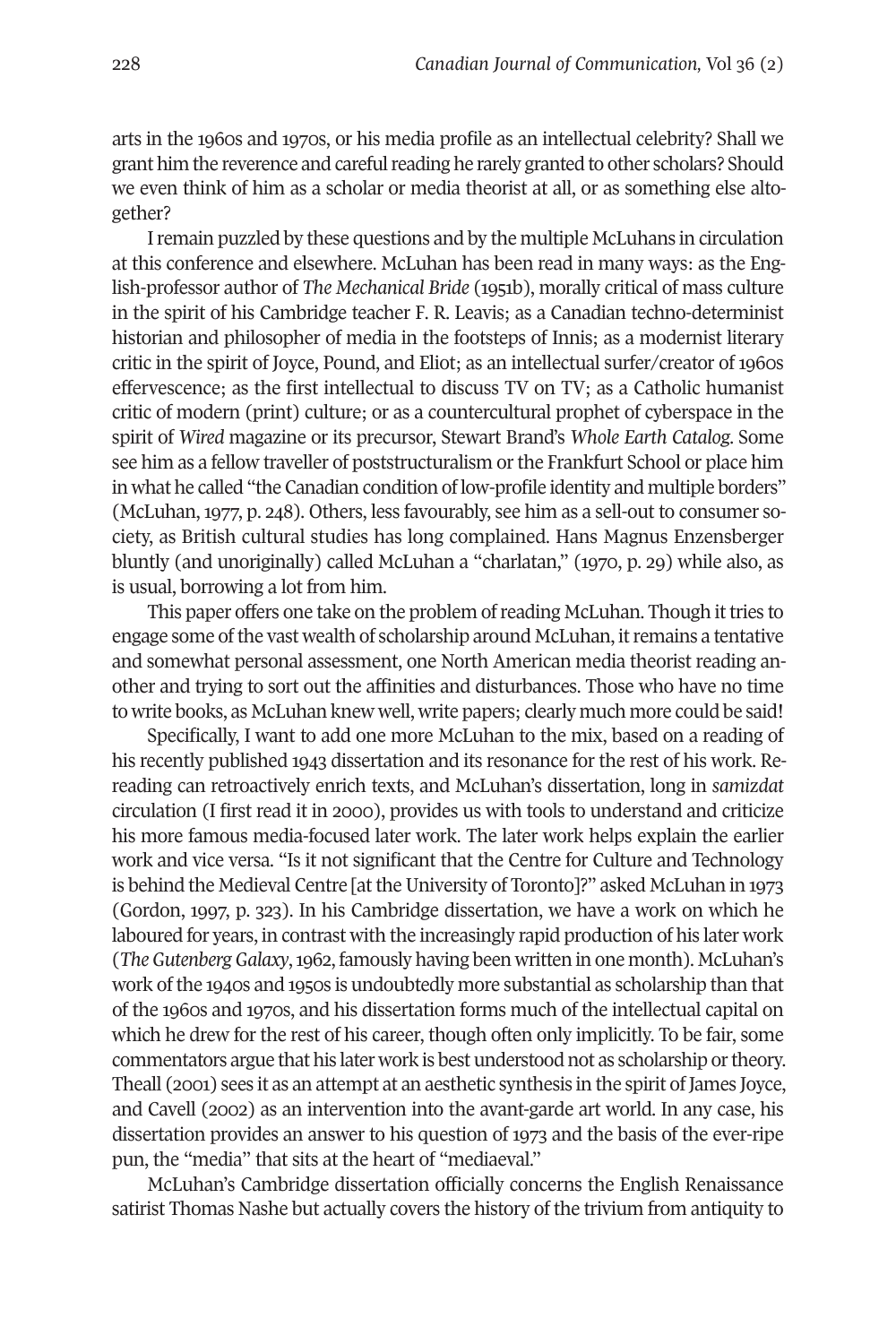arts in the 1960s and 1970s, or his media profile as an intellectual celebrity? Shall we grant him the reverence and careful reading he rarely granted to other scholars? Should we even think of him as a scholar or media theorist at all, or as something else altogether?

I remain puzzled by these questions and by the multiple McLuhans in circulation at this conference and elsewhere. McLuhan has been read in many ways: as the English-professor author of *The Mechanical Bride* (1951b), morally critical of mass culture in the spirit of his Cambridge teacher F. R. Leavis; as a Canadian techno-determinist historian and philosopher of media in the footsteps of Innis; as a modernist literary critic in the spirit of Joyce, Pound, and Eliot; as an intellectual surfer/creator of 1960s effervescence; as the first intellectual to discuss TV on TV; as a Catholic humanist critic of modern (print) culture; or as a countercultural prophet of cyberspace in the spirit of *Wired* magazine or its precursor, Stewart Brand's *Whole Earth Catalog*. Some see him as a fellow traveller of poststructuralism or the Frankfurt School or place him in what he called "the Canadian condition of low-profile identity and multiple borders" (McLuhan, 1977, p. 248). Others, less favourably, see him as a sell-out to consumer society, as British cultural studies has long complained. Hans Magnus Enzensberger bluntly (and unoriginally) called McLuhan a "charlatan," (1970, p. 29) while also, as is usual, borrowing a lot from him.

This paper offers one take on the problem of reading McLuhan. Though it tries to engage some of the vast wealth of scholarship around McLuhan, it remains a tentative and somewhat personal assessment, one North American media theorist reading another and trying to sort out the affinities and disturbances. Those who have no time to write books, as McLuhan knew well, write papers; clearly much more could be said!

Specifically, I want to add one more McLuhan to the mix, based on a reading of his recently published 1943 dissertation and its resonance for the rest of his work. Rereading can retroactively enrich texts, and McLuhan's dissertation, long in *samizdat* circulation (I first read it in 2000), provides us with tools to understand and criticize his more famous media-focused later work. The later work helps explain the earlier work and vice versa. "Is it not significant that the Centre for Culture and Technology is behind the Medieval Centre [at the University of Toronto]?" asked McLuhan in 1973 (Gordon, 1997, p. 323). In his Cambridge dissertation, we have a work on which he laboured for years, in contrast with the increasingly rapid production of his later work (*The Gutenberg Galaxy*, 1962, famously having been written in one month). McLuhan's work of the 1940s and 1950s is undoubtedly more substantial as scholarship than that of the 1960s and 1970s, and his dissertation forms much of the intellectual capital on which he drew for the rest of his career, though often only implicitly. To be fair, some commentators argue that his later work is best understood not as scholarship or theory. Theall (2001) sees it as an attempt at an aesthetic synthesis in the spirit of James Joyce, and Cavell (2002) as an intervention into the avant-garde art world. In any case, his dissertation provides an answer to his question of 1973 and the basis of the ever-ripe pun, the "media" that sits at the heart of "mediaeval."

McLuhan's Cambridge dissertation officially concerns the English Renaissance satirist Thomas Nashe but actually covers the history of the trivium from antiquity to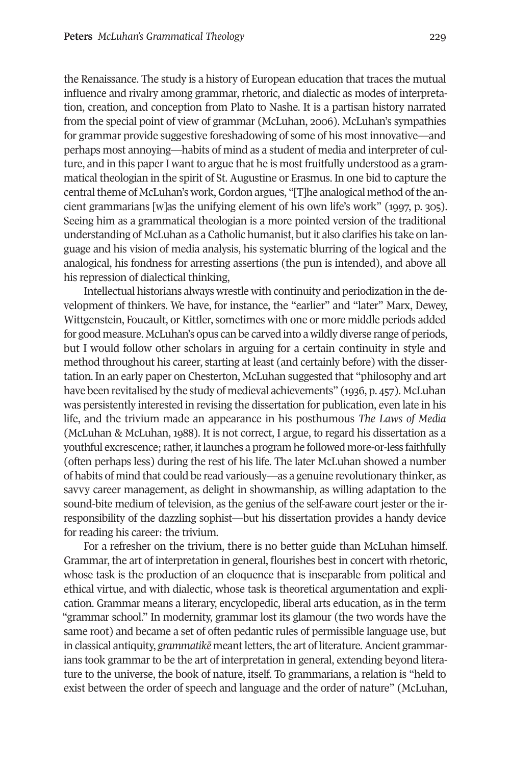the Renaissance. The study is a history of European education that traces the mutual influence and rivalry among grammar, rhetoric, and dialectic as modes of interpretation, creation, and conception from Plato to Nashe. It is a partisan history narrated from the special point of view of grammar (McLuhan, 2006). McLuhan's sympathies for grammar provide suggestive foreshadowing of some of his most innovative—and perhaps most annoying—habits of mind as a student of media and interpreter of culture, and in this paper I want to argue that he is most fruitfully understood as a grammatical theologian in the spirit of St. Augustine or Erasmus. In one bid to capture the central theme of McLuhan's work, Gordon argues, "[T]he analogical method of the ancient grammarians [w]as the unifying element of his own life's work" (1997, p. 305). Seeing him as a grammatical theologian is a more pointed version of the traditional understanding of McLuhan as a Catholic humanist, but it also clarifies his take on language and his vision of media analysis, his systematic blurring of the logical and the analogical, his fondness for arresting assertions (the pun is intended), and above all his repression of dialectical thinking,

Intellectual historians always wrestle with continuity and periodization in the development of thinkers. We have, for instance, the "earlier" and "later" Marx, Dewey, Wittgenstein, Foucault, or Kittler, sometimes with one or more middle periods added for good measure. McLuhan's opus can be carved into a wildly diverse range of periods, but I would follow other scholars in arguing for a certain continuity in style and method throughout his career, starting at least (and certainly before) with the dissertation. In an early paper on Chesterton, McLuhan suggested that "philosophy and art have been revitalised by the study of medieval achievements" (1936, p. 457). McLuhan was persistently interested in revising the dissertation for publication, even late in his life, and the trivium made an appearance in his posthumous *The Laws of Media* (McLuhan & McLuhan, 1988). It is not correct, I argue, to regard his dissertation as a youthful excrescence; rather, it launches a program he followed more-or-less faithfully (often perhaps less) during the rest of his life. The later McLuhan showed a number of habits of mind that could be read variously—as a genuine revolutionary thinker, as savvy career management, as delight in showmanship, as willing adaptation to the sound-bite medium of television, as the genius of the self-aware court jester or the irresponsibility of the dazzling sophist—but his dissertation provides a handy device for reading his career: the trivium.

For a refresher on the trivium, there is no better guide than McLuhan himself. Grammar, the art of interpretation in general, flourishes best in concert with rhetoric, whose task is the production of an eloquence that is inseparable from political and ethical virtue, and with dialectic, whose task is theoretical argumentation and explication. Grammar means a literary, encyclopedic, liberal arts education, as in the term "grammar school." In modernity, grammar lost its glamour (the two words have the same root) and became a set of often pedantic rules of permissible language use, but in classical antiquity, *grammatikē* meant letters, the art of literature. Ancient grammarians took grammar to be the art of interpretation in general, extending beyond literature to the universe, the book of nature, itself. To grammarians, a relation is "held to exist between the order of speech and language and the order of nature" (McLuhan,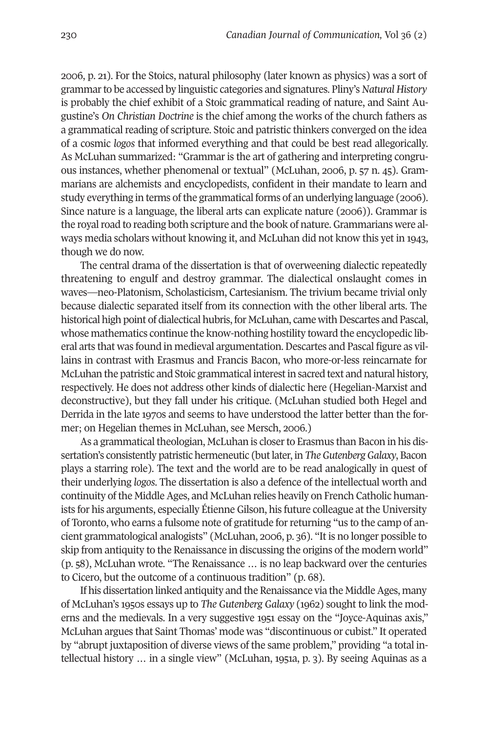2006, p. 21). For the Stoics, natural philosophy (later known as physics) was a sort of grammar to be accessed by linguistic categories and signatures. Pliny's *Natural History* is probably the chief exhibit of a Stoic grammatical reading of nature, and Saint Augustine's *On Christian Doctrine* is the chief among the works of the church fathers as a grammatical reading of scripture. Stoic and patristic thinkers converged on the idea of a cosmic *logos* that informed everything and that could be best read allegorically. As McLuhan summarized: "Grammar is the art of gathering and interpreting congruous instances, whether phenomenal or textual" (McLuhan, 2006, p. 57 n. 45). Grammarians are alchemists and encyclopedists, confident in their mandate to learn and study everything in terms of the grammatical forms of an underlying language (2006). Since nature is a language, the liberal arts can explicate nature (2006)). Grammar is the royal road to reading both scripture and the book of nature. Grammarians were always media scholars without knowing it, and McLuhan did not know this yet in 1943, though we do now.

The central drama of the dissertation is that of overweening dialectic repeatedly threatening to engulf and destroy grammar. The dialectical onslaught comes in waves—neo-Platonism, Scholasticism, Cartesianism. The trivium became trivial only because dialectic separated itself from its connection with the other liberal arts. The historical high point of dialectical hubris, for McLuhan, came with Descartes and Pascal, whose mathematics continue the know-nothing hostility toward the encyclopedic liberal arts that was found in medieval argumentation. Descartes and Pascal figure as villains in contrast with Erasmus and Francis Bacon, who more-or-less reincarnate for McLuhan the patristic and Stoic grammatical interest in sacred text and natural history, respectively. He does not address other kinds of dialectic here (Hegelian-Marxist and deconstructive), but they fall under his critique. (McLuhan studied both Hegel and Derrida in the late 1970s and seems to have understood the latter better than the former; on Hegelian themes in McLuhan, see Mersch, 2006.)

As a grammatical theologian, McLuhan is closer to Erasmus than Bacon in his dissertation's consistently patristic hermeneutic (but later, in *The Gutenberg Galaxy*, Bacon plays a starring role). The text and the world are to be read analogically in quest of their underlying *logos*. The dissertation is also a defence of the intellectual worth and continuity of the Middle Ages, and McLuhan relies heavily on French Catholic humanists for his arguments, especially Étienne Gilson, his future colleague at the University of Toronto, who earns a fulsome note of gratitude for returning "us to the camp of ancient grammatological analogists" (McLuhan, 2006, p. 36). "It is no longer possible to skip from antiquity to the Renaissance in discussing the origins of the modern world" (p. 58), McLuhan wrote. "The Renaissance … is no leap backward over the centuries to Cicero, but the outcome of a continuous tradition" (p. 68).

If his dissertation linked antiquity and the Renaissance via the Middle Ages, many of McLuhan's 1950s essays up to *The Gutenberg Galaxy* (1962) sought to link the moderns and the medievals. In a very suggestive 1951 essay on the "Joyce-Aquinas axis," McLuhan argues that Saint Thomas' mode was "discontinuous or cubist." It operated by "abrupt juxtaposition of diverse views of the same problem," providing "a total intellectual history … in a single view" (McLuhan, 1951a, p. 3). By seeing Aquinas as a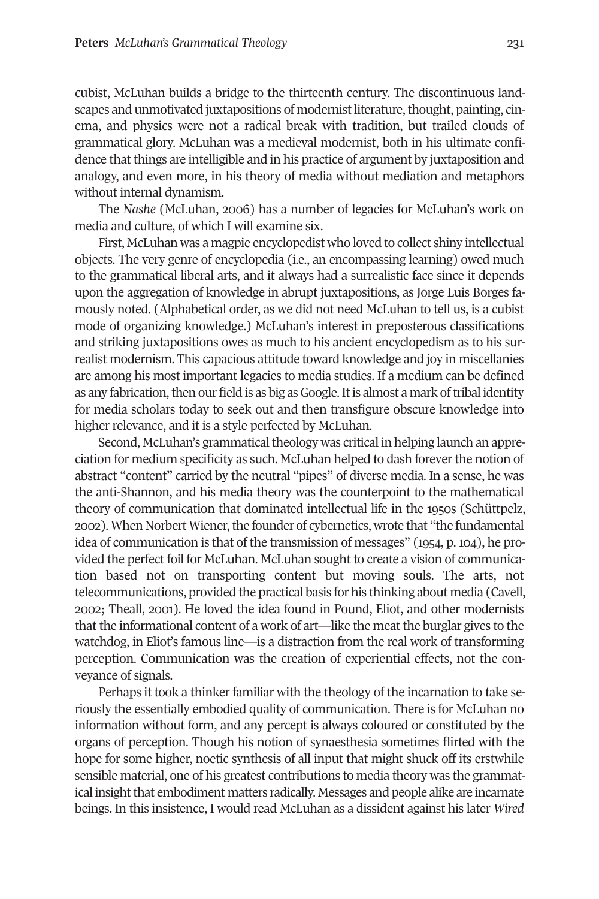cubist, McLuhan builds a bridge to the thirteenth century. The discontinuous landscapes and unmotivated juxtapositions of modernist literature, thought, painting, cinema, and physics were not a radical break with tradition, but trailed clouds of grammatical glory. McLuhan was a medieval modernist, both in his ultimate confidence that things are intelligible and in his practice of argument by juxtaposition and analogy, and even more, in his theory of media without mediation and metaphors without internal dynamism.

The *Nashe* (McLuhan, 2006) has a number of legacies for McLuhan's work on media and culture, of which I will examine six.

First, McLuhan was a magpie encyclopedist who loved to collect shiny intellectual objects. The very genre of encyclopedia (i.e., an encompassing learning) owed much to the grammatical liberal arts, and it always had a surrealistic face since it depends upon the aggregation of knowledge in abrupt juxtapositions, as Jorge Luis Borges famously noted. (Alphabetical order, as we did not need McLuhan to tell us, is a cubist mode of organizing knowledge.) McLuhan's interest in preposterous classifications and striking juxtapositions owes as much to his ancient encyclopedism as to his surrealist modernism. This capacious attitude toward knowledge and joy in miscellanies are among his most important legacies to media studies. If a medium can be defined as any fabrication, then our field is as big as Google. It is almost a mark of tribal identity for media scholars today to seek out and then transfigure obscure knowledge into higher relevance, and it is a style perfected by McLuhan.

Second, McLuhan's grammatical theology was critical in helping launch an appreciation for medium specificity as such. McLuhan helped to dash forever the notion of abstract "content" carried by the neutral "pipes" of diverse media. In a sense, he was the anti-Shannon, and his media theory was the counterpoint to the mathematical theory of communication that dominated intellectual life in the 1950s (Schüttpelz, 2002). When Norbert Wiener, the founder of cybernetics, wrote that "the fundamental idea of communication is that of the transmission of messages" (1954, p. 104), he provided the perfect foil for McLuhan. McLuhan sought to create a vision of communication based not on transporting content but moving souls. The arts, not telecommunications, provided the practical basis for his thinking about media (Cavell, 2002; Theall, 2001). He loved the idea found in Pound, Eliot, and other modernists that the informational content of a work of art—like the meat the burglar gives to the watchdog, in Eliot's famous line—is a distraction from the real work of transforming perception. Communication was the creation of experiential effects, not the conveyance of signals.

Perhaps it took a thinker familiar with the theology of the incarnation to take seriously the essentially embodied quality of communication. There is for McLuhan no information without form, and any percept is always coloured or constituted by the organs of perception. Though his notion of synaesthesia sometimes flirted with the hope for some higher, noetic synthesis of all input that might shuck off its erstwhile sensible material, one of his greatest contributions to media theory was the grammatical insight that embodiment matters radically. Messages and people alike are incarnate beings. In this insistence, I would read McLuhan as a dissident against his later *Wired*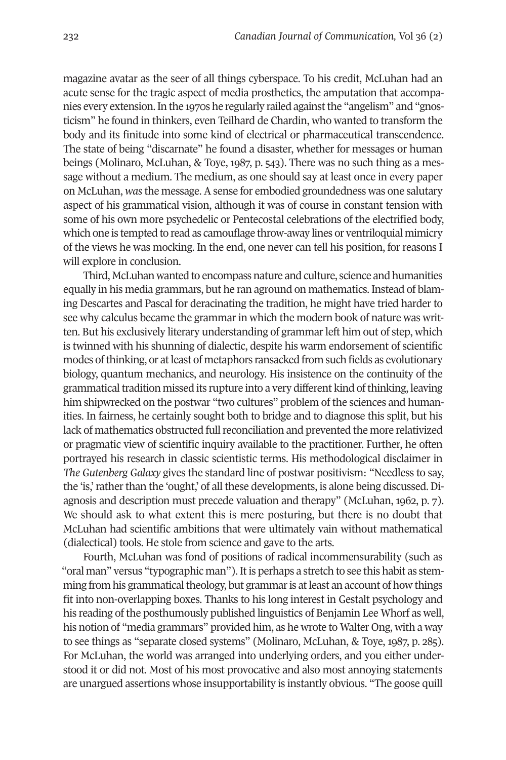magazine avatar as the seer of all things cyberspace. To his credit, McLuhan had an acute sense for the tragic aspect of media prosthetics, the amputation that accompanies every extension. In the 1970s he regularly railed against the "angelism" and "gnosticism" he found in thinkers, even Teilhard de Chardin, who wanted to transform the body and its finitude into some kind of electrical or pharmaceutical transcendence. The state of being "discarnate" he found a disaster, whether for messages or human beings (Molinaro, McLuhan, & Toye, 1987, p. 543). There was no such thing as a message without a medium. The medium, as one should say at least once in every paper on McLuhan, *was* the message. A sense for embodied groundedness was one salutary aspect of his grammatical vision, although it was of course in constant tension with some of his own more psychedelic or Pentecostal celebrations of the electrified body, which one is tempted to read as camouflage throw-away lines or ventriloquial mimicry of the views he was mocking. In the end, one never can tell his position, for reasons I will explore in conclusion.

Third, McLuhan wanted to encompass nature and culture, science and humanities equally in his media grammars, but he ran aground on mathematics. Instead of blaming Descartes and Pascal for deracinating the tradition, he might have tried harder to see why calculus became the grammar in which the modern book of nature was written. But his exclusively literary understanding of grammar left him out of step, which is twinned with his shunning of dialectic, despite his warm endorsement of scientific modes of thinking, or at least of metaphors ransacked from such fields as evolutionary biology, quantum mechanics, and neurology. His insistence on the continuity of the grammatical tradition missed its rupture into a very different kind of thinking, leaving him shipwrecked on the postwar "two cultures" problem of the sciences and humanities. In fairness, he certainly sought both to bridge and to diagnose this split, but his lack of mathematics obstructed full reconciliation and prevented the more relativized or pragmatic view of scientific inquiry available to the practitioner. Further, he often portrayed his research in classic scientistic terms. His methodological disclaimer in *The Gutenberg Galaxy* gives the standard line of postwar positivism: "Needless to say, the 'is,' rather than the 'ought,' of all these developments, is alone being discussed. Diagnosis and description must precede valuation and therapy" (McLuhan, 1962, p. 7). We should ask to what extent this is mere posturing, but there is no doubt that McLuhan had scientific ambitions that were ultimately vain without mathematical (dialectical) tools. He stole from science and gave to the arts.

Fourth, McLuhan was fond of positions of radical incommensurability (such as "oral man" versus "typographic man"). It is perhaps a stretch to see this habit as stemming from his grammatical theology, but grammar is at least an account of how things fit into non-overlapping boxes. Thanks to his long interest in Gestalt psychology and his reading of the posthumously published linguistics of Benjamin Lee Whorf as well, his notion of "media grammars" provided him, as he wrote to Walter Ong, with a way to see things as "separate closed systems" (Molinaro, McLuhan, & Toye, 1987, p. 285). For McLuhan, the world was arranged into underlying orders, and you either understood it or did not. Most of his most provocative and also most annoying statements are unargued assertions whose insupportability is instantly obvious. "The goose quill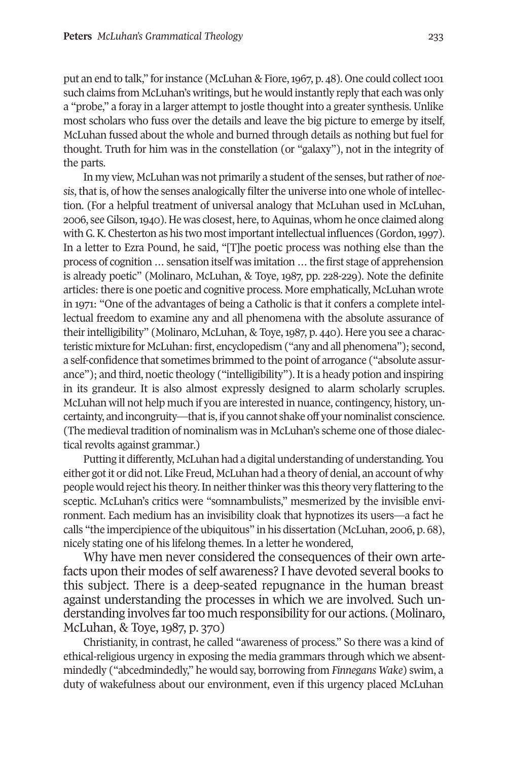put an end to talk," for instance (McLuhan & Fiore, 1967, p. 48). One could collect 1001 such claims from McLuhan's writings, but he would instantly reply that each was only a "probe," a foray in a larger attempt to jostle thought into a greater synthesis. Unlike most scholars who fuss over the details and leave the big picture to emerge by itself, McLuhan fussed about the whole and burned through details as nothing but fuel for thought. Truth for him was in the constellation (or "galaxy"), not in the integrity of the parts.

In my view, McLuhan was not primarily a student of the senses, but rather of *noesis*, that is, of how the senses analogically filter the universe into one whole of intellection. (For a helpful treatment of universal analogy that McLuhan used in McLuhan, 2006, see Gilson, 1940). He was closest, here, to Aquinas, whom he once claimed along with G. K. Chesterton as his two most important intellectual influences (Gordon, 1997). In a letter to Ezra Pound, he said, "[T]he poetic process was nothing else than the process of cognition … sensation itself was imitation … the first stage of apprehension is already poetic" (Molinaro, McLuhan, & Toye, 1987, pp. 228-229). Note the definite articles: there is one poetic and cognitive process. More emphatically, McLuhan wrote in 1971: "One of the advantages of being a Catholic is that it confers a complete intellectual freedom to examine any and all phenomena with the absolute assurance of their intelligibility" (Molinaro, McLuhan, & Toye, 1987, p. 440). Here you see a characteristic mixture for McLuhan: first, encyclopedism ("any and all phenomena"); second, a self-confidence that sometimes brimmed to the point of arrogance ("absolute assurance"); and third, noetic theology ("intelligibility"). It is a heady potion and inspiring in its grandeur. It is also almost expressly designed to alarm scholarly scruples. McLuhan will not help much if you are interested in nuance, contingency, history, uncertainty, and incongruity—that is, if you cannot shake off your nominalist conscience. (The medieval tradition of nominalism was in McLuhan's scheme one of those dialectical revolts against grammar.)

Putting it differently, McLuhan had a digital understanding of understanding. You either got it or did not. Like Freud, McLuhan had a theory of denial, an account of why people would reject his theory. In neither thinker was this theory very flattering to the sceptic. McLuhan's critics were "somnambulists," mesmerized by the invisible environment. Each medium has an invisibility cloak that hypnotizes its users—a fact he calls "the impercipience of the ubiquitous" in his dissertation (McLuhan, 2006, p. 68), nicely stating one of his lifelong themes. In a letter he wondered,

> Why have men never considered the consequences of their own artefacts upon their modes of self awareness? I have devoted several books to this subject. There is a deep-seated repugnance in the human breast against understanding the processes in which we are involved. Such understanding involves far too much responsibility for our actions. (Molinaro, McLuhan, & Toye, 1987, p. 370)

Christianity, in contrast, he called "awareness of process." So there was a kind of ethical-religious urgency in exposing the media grammars through which we absentmindedly ("abcedmindedly," he would say, borrowing from *Finnegans Wake*) swim, a duty of wakefulness about our environment, even if this urgency placed McLuhan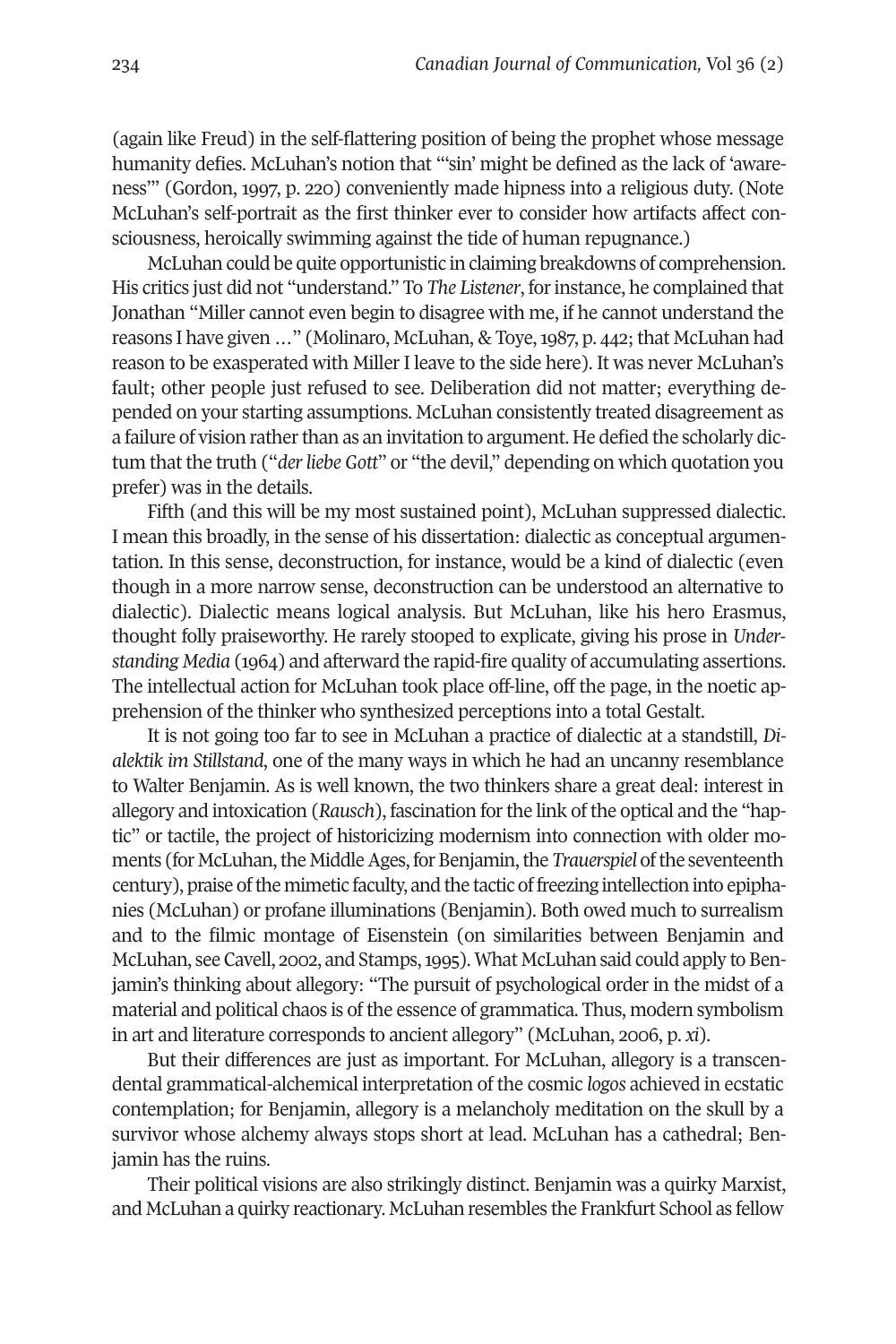(again like Freud) in the self-flattering position of being the prophet whose message humanity defies. McLuhan's notion that "'sin' might be defined as the lack of 'awareness'" (Gordon, 1997, p. 220) conveniently made hipness into a religious duty. (Note McLuhan's self-portrait as the first thinker ever to consider how artifacts affect consciousness, heroically swimming against the tide of human repugnance.)

McLuhan could be quite opportunistic in claiming breakdowns of comprehension. His critics just did not "understand." To *The Listener*, for instance, he complained that Jonathan "Miller cannot even begin to disagree with me, if he cannot understand the reasons I have given …" (Molinaro, McLuhan, & Toye, 1987, p. 442; that McLuhan had reason to be exasperated with Miller I leave to the side here). It was never McLuhan's fault; other people just refused to see. Deliberation did not matter; everything depended on your starting assumptions. McLuhan consistently treated disagreement as a failure of vision rather than as an invitation to argument. He defied the scholarly dictum that the truth ("*der liebe Gott*" or "the devil," depending on which quotation you prefer) was in the details.

Fifth (and this will be my most sustained point), McLuhan suppressed dialectic. I mean this broadly, in the sense of his dissertation: dialectic as conceptual argumentation. In this sense, deconstruction, for instance, would be a kind of dialectic (even though in a more narrow sense, deconstruction can be understood an alternative to dialectic). Dialectic means logical analysis. But McLuhan, like his hero Erasmus, thought folly praiseworthy. He rarely stooped to explicate, giving his prose in *Understanding Media* (1964) and afterward the rapid-fire quality of accumulating assertions. The intellectual action for McLuhan took place off-line, off the page, in the noetic apprehension of the thinker who synthesized perceptions into a total Gestalt.

It is not going too far to see in McLuhan a practice of dialectic at a standstill, *Dialektik im Stillstand*, one of the many ways in which he had an uncanny resemblance to Walter Benjamin. As is well known, the two thinkers share a great deal: interest in allegory and intoxication (*Rausch*), fascination for the link of the optical and the "haptic" or tactile, the project of historicizing modernism into connection with older moments (for McLuhan, the Middle Ages, for Benjamin, the *Trauerspiel* of the seventeenth century), praise of the mimetic faculty, and the tactic of freezing intellection into epiphanies (McLuhan) or profane illuminations (Benjamin). Both owed much to surrealism and to the filmic montage of Eisenstein (on similarities between Benjamin and McLuhan, see Cavell, 2002, and Stamps, 1995). What McLuhan said could apply to Benjamin's thinking about allegory: "The pursuit of psychological order in the midst of a material and political chaos is of the essence of grammatica. Thus, modern symbolism in art and literature corresponds to ancient allegory" (McLuhan, 2006, p. *xi*).

But their differences are just as important. For McLuhan, allegory is a transcendental grammatical-alchemical interpretation of the cosmic *logos* achieved in ecstatic contemplation; for Benjamin, allegory is a melancholy meditation on the skull by a survivor whose alchemy always stops short at lead. McLuhan has a cathedral; Benjamin has the ruins.

Their political visions are also strikingly distinct. Benjamin was a quirky Marxist, and McLuhan a quirky reactionary. McLuhan resembles the Frankfurt School as fellow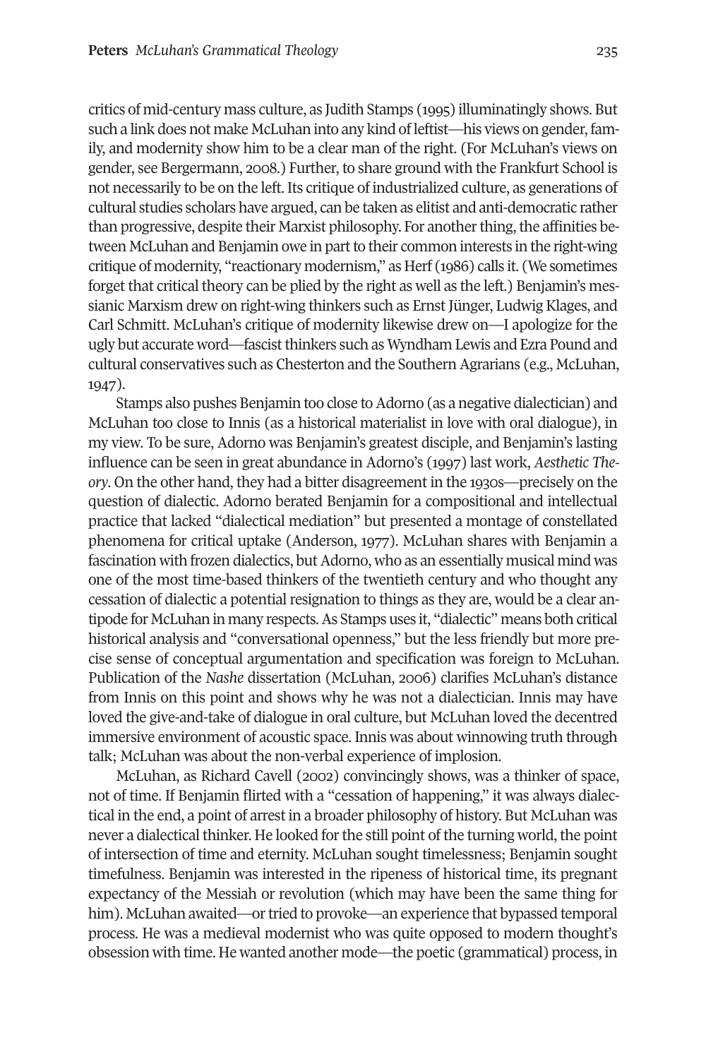critics of mid-century mass culture, as Judith Stamps (1995) illuminatingly shows. But such a link does not make McLuhan into any kind of leftist—his views on gender, family, and modernity show him to be a clear man of the right. (For McLuhan's views on gender, see Bergermann, 2008.) Further, to share ground with the Frankfurt School is not necessarily to be on the left. Its critique of industrialized culture, as generations of cultural studies scholars have argued, can be taken as elitist and anti-democratic rather than progressive, despite their Marxist philosophy. For another thing, the affinities between McLuhan and Benjamin owe in part to their common interests in the right-wing critique of modernity, "reactionary modernism," as Herf (1986) calls it. (We sometimes forget that critical theory can be plied by the right as well as the left.) Benjamin's messianic Marxism drew on right-wing thinkers such as Ernst Jünger, Ludwig Klages, and Carl Schmitt. McLuhan's critique of modernity likewise drew on—I apologize for the ugly but accurate word—fascist thinkers such as Wyndham Lewis and Ezra Pound and cultural conservatives such as Chesterton and the Southern Agrarians (e.g., McLuhan, 1947).

Stamps also pushes Benjamin too close to Adorno (as a negative dialectician) and McLuhan too close to Innis (as a historical materialist in love with oral dialogue), in my view. To be sure, Adorno was Benjamin's greatest disciple, and Benjamin's lasting influence can be seen in great abundance in Adorno's (1997) last work, *Aesthetic Theory*. On the other hand, they had a bitter disagreement in the 1930s—precisely on the question of dialectic. Adorno berated Benjamin for a compositional and intellectual practice that lacked "dialectical mediation" but presented a montage of constellated phenomena for critical uptake (Anderson, 1977). McLuhan shares with Benjamin a fascination with frozen dialectics, but Adorno, who as an essentially musical mind was one of the most time-based thinkers of the twentieth century and who thought any cessation of dialectic a potential resignation to things as they are, would be a clear antipode for McLuhan in many respects. As Stamps uses it, "dialectic" means both critical historical analysis and "conversational openness," but the less friendly but more precise sense of conceptual argumentation and specification was foreign to McLuhan. Publication of the *Nashe* dissertation (McLuhan, 2006) clarifies McLuhan's distance from Innis on this point and shows why he was not a dialectician. Innis may have loved the give-and-take of dialogue in oral culture, but McLuhan loved the decentred immersive environment of acoustic space. Innis was about winnowing truth through talk; McLuhan was about the non-verbal experience of implosion.

McLuhan, as Richard Cavell (2002) convincingly shows, was a thinker of space, not of time. If Benjamin flirted with a "cessation of happening," it was always dialectical in the end, a point of arrest in a broader philosophy of history. But McLuhan was never a dialectical thinker. He looked for the still point of the turning world, the point of intersection of time and eternity. McLuhan sought timelessness; Benjamin sought timefulness. Benjamin was interested in the ripeness of historical time, its pregnant expectancy of the Messiah or revolution (which may have been the same thing for him). McLuhan awaited—or tried to provoke—an experience that bypassed temporal process. He was a medieval modernist who was quite opposed to modern thought's obsession with time. He wanted another mode—the poetic (grammatical) process, in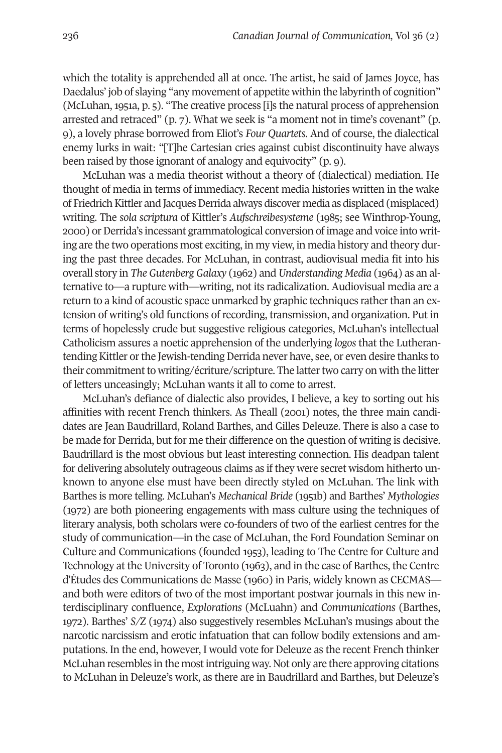which the totality is apprehended all at once. The artist, he said of James Joyce, has Daedalus' job of slaying "any movement of appetite within the labyrinth of cognition" (McLuhan, 1951a, p. 5). "The creative process [i]s the natural process of apprehension arrested and retraced" (p. 7). What we seek is "a moment not in time's covenant" (p. 9), a lovely phrase borrowed from Eliot's *Four Quartets*. And of course, the dialectical enemy lurks in wait: "[T]he Cartesian cries against cubist discontinuity have always been raised by those ignorant of analogy and equivocity" (p. 9).

McLuhan was a media theorist without a theory of (dialectical) mediation. He thought of media in terms of immediacy. Recent media histories written in the wake of Friedrich Kittler and Jacques Derrida always discover media as displaced (misplaced) writing. The *sola scriptura* of Kittler's *Aufschreibesysteme* (1985; see Winthrop-Young, 2000) or Derrida's incessant grammatological conversion of image and voice into writing are the two operations most exciting, in my view, in media history and theory during the past three decades. For McLuhan, in contrast, audiovisual media fit into his overall story in *The Gutenberg Galaxy* (1962) and *Understanding Media* (1964) as an alternative to—a rupture with—writing, not its radicalization. Audiovisual media are a return to a kind of acoustic space unmarked by graphic techniques rather than an extension of writing's old functions of recording, transmission, and organization. Put in terms of hopelessly crude but suggestive religious categories, McLuhan's intellectual Catholicism assures a noetic apprehension of the underlying *logos* that the Lutheran-tending Kittler or the Jewish-tending Derrida never have, see, or even desire thanks to their commitment to writing/écriture/scripture. The latter two carry on with the litter of letters unceasingly; McLuhan wants it all to come to arrest.

McLuhan's defiance of dialectic also provides, I believe, a key to sorting out his affinities with recent French thinkers. As Theall (2001) notes, the three main candidates are Jean Baudrillard, Roland Barthes, and Gilles Deleuze. There is also a case to be made for Derrida, but for me their difference on the question of writing is decisive. Baudrillard is the most obvious but least interesting connection. His deadpan talent for delivering absolutely outrageous claims as if they were secret wisdom hitherto unknown to anyone else must have been directly styled on McLuhan. The link with Barthes is more telling. McLuhan's *Mechanical Bride* (1951b) and Barthes' *Mythologies* (1972) are both pioneering engagements with mass culture using the techniques of literary analysis, both scholars were co-founders of two of the earliest centres for the study of communication—in the case of McLuhan, the Ford Foundation Seminar on Culture and Communications (founded 1953), leading to The Centre for Culture and Technology at the University of Toronto (1963), and in the case of Barthes, the Centre d'Études des Communications de Masse (1960) in Paris, widely known as CECMAS—and both were editors of two of the most important postwar journals in this new interdisciplinary confluence, *Explorations* (McLuahn) and *Communications* (Barthes, 1972). Barthes' *S/Z* (1974) also suggestively resembles McLuhan's musings about the narcotic narcissism and erotic infatuation that can follow bodily extensions and amputations. In the end, however, I would vote for Deleuze as the recent French thinker McLuhan resembles in the most intriguing way. Not only are there approving citations to McLuhan in Deleuze's work, as there are in Baudrillard and Barthes, but Deleuze's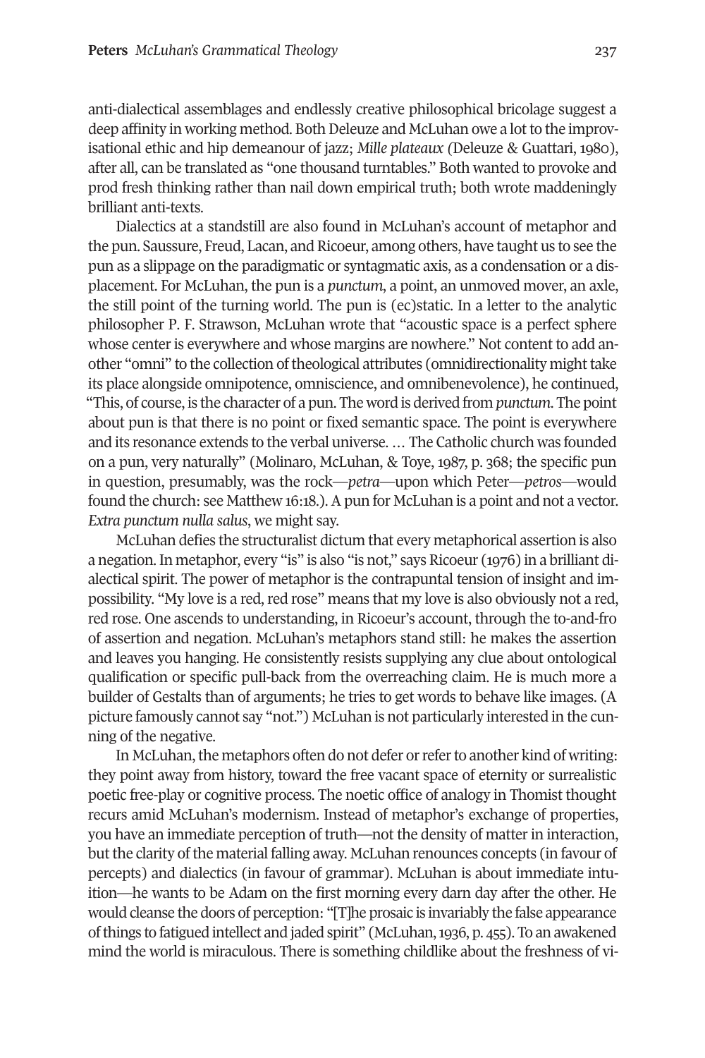anti-dialectical assemblages and endlessly creative philosophical bricolage suggest a deep affinity in working method. Both Deleuze and McLuhan owe a lot to the improvisational ethic and hip demeanour of jazz; *Mille plateaux (*Deleuze & Guattari, 1980), after all, can be translated as "one thousand turntables." Both wanted to provoke and prod fresh thinking rather than nail down empirical truth; both wrote maddeningly brilliant anti-texts.

Dialectics at a standstill are also found in McLuhan's account of metaphor and the pun. Saussure, Freud, Lacan, and Ricoeur, among others, have taught us to see the pun as a slippage on the paradigmatic or syntagmatic axis, as a condensation or a displacement. For McLuhan, the pun is a *punctum*, a point, an unmoved mover, an axle, the still point of the turning world. The pun is (ec)static. In a letter to the analytic philosopher P. F. Strawson, McLuhan wrote that "acoustic space is a perfect sphere whose center is everywhere and whose margins are nowhere." Not content to add another "omni" to the collection of theological attributes (omnidirectionality might take its place alongside omnipotence, omniscience, and omnibenevolence), he continued, "This, of course, is the character of a pun. The word is derived from *punctum*. The point about pun is that there is no point or fixed semantic space. The point is everywhere and its resonance extends to the verbal universe. … The Catholic church was founded on a pun, very naturally" (Molinaro, McLuhan, & Toye, 1987, p. 368; the specific pun in question, presumably, was the rock—*petra*—upon which Peter—*petros*—would found the church: see Matthew 16:18.). A pun for McLuhan is a point and not a vector. *Extra punctum nulla salus*, we might say.

McLuhan defies the structuralist dictum that every metaphorical assertion is also a negation. In metaphor, every "is" is also "is not," says Ricoeur (1976) in a brilliant dialectical spirit. The power of metaphor is the contrapuntal tension of insight and impossibility. "My love is a red, red rose" means that my love is also obviously not a red, red rose. One ascends to understanding, in Ricoeur's account, through the to-and-fro of assertion and negation. McLuhan's metaphors stand still: he makes the assertion and leaves you hanging. He consistently resists supplying any clue about ontological qualification or specific pull-back from the overreaching claim. He is much more a builder of Gestalts than of arguments; he tries to get words to behave like images. (A picture famously cannot say "not.") McLuhan is not particularly interested in the cunning of the negative.

In McLuhan, the metaphors often do not defer or refer to another kind of writing: they point away from history, toward the free vacant space of eternity or surrealistic poetic free-play or cognitive process. The noetic office of analogy in Thomist thought recurs amid McLuhan's modernism. Instead of metaphor's exchange of properties, you have an immediate perception of truth—not the density of matter in interaction, but the clarity of the material falling away. McLuhan renounces concepts (in favour of percepts) and dialectics (in favour of grammar). McLuhan is about immediate intuition—he wants to be Adam on the first morning every darn day after the other. He would cleanse the doors of perception: "[T]he prosaic is invariably the false appearance of things to fatigued intellect and jaded spirit" (McLuhan, 1936, p. 455). To an awakened mind the world is miraculous. There is something childlike about the freshness of vi-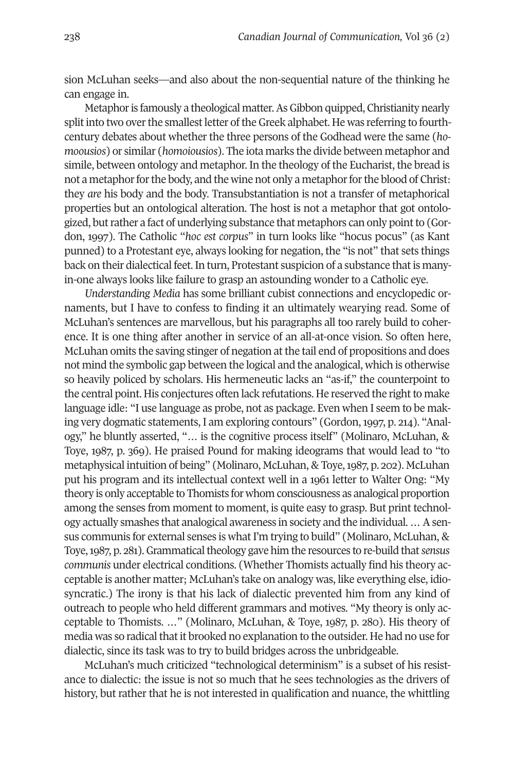sion McLuhan seeks—and also about the non-sequential nature of the thinking he can engage in.

Metaphor is famously a theological matter. As Gibbon quipped, Christianity nearly split into two over the smallest letter of the Greek alphabet. He was referring to fourth-century debates about whether the three persons of the Godhead were the same (*homoousios*) or similar (*homoiousios*). The iota marks the divide between metaphor and simile, between ontology and metaphor. In the theology of the Eucharist, the bread is not a metaphor for the body, and the wine not only a metaphor for the blood of Christ: they *are* his body and the body. Transubstantiation is not a transfer of metaphorical properties but an ontological alteration. The host is not a metaphor that got ontologized, but rather a fact of underlying substance that metaphors can only point to (Gordon, 1997). The Catholic "*hoc est corpus*" in turn looks like "hocus pocus" (as Kant punned) to a Protestant eye, always looking for negation, the "is not" that sets things back on their dialectical feet. In turn, Protestant suspicion of a substance that is many-in-one always looks like failure to grasp an astounding wonder to a Catholic eye.

*Understanding Media* has some brilliant cubist connections and encyclopedic ornaments, but I have to confess to finding it an ultimately wearying read. Some of McLuhan's sentences are marvellous, but his paragraphs all too rarely build to coherence. It is one thing after another in service of an all-at-once vision. So often here, McLuhan omits the saving stinger of negation at the tail end of propositions and does not mind the symbolic gap between the logical and the analogical, which is otherwise so heavily policed by scholars. His hermeneutic lacks an "as-if," the counterpoint to the central point. His conjectures often lack refutations. He reserved the right to make language idle: "I use language as probe, not as package. Even when I seem to be making very dogmatic statements, I am exploring contours" (Gordon, 1997, p. 214). "Analogy," he bluntly asserted, "… is the cognitive process itself" (Molinaro, McLuhan, & Toye, 1987, p. 369). He praised Pound for making ideograms that would lead to "to metaphysical intuition of being" (Molinaro, McLuhan, & Toye, 1987, p. 202). McLuhan put his program and its intellectual context well in a 1961 letter to Walter Ong: "My theory is only acceptable to Thomists for whom consciousness as analogical proportion among the senses from moment to moment, is quite easy to grasp. But print technology actually smashes that analogical awareness in society and the individual. … A sensus communis for external senses is what I'm trying to build" (Molinaro, McLuhan, & Toye, 1987, p. 281). Grammatical theology gave him the resources to re-build that *sensus communis* under electrical conditions. (Whether Thomists actually find his theory acceptable is another matter; McLuhan's take on analogy was, like everything else, idiosyncratic.) The irony is that his lack of dialectic prevented him from any kind of outreach to people who held different grammars and motives. "My theory is only acceptable to Thomists. …" (Molinaro, McLuhan, & Toye, 1987, p. 280). His theory of media was so radical that it brooked no explanation to the outsider. He had no use for dialectic, since its task was to try to build bridges across the unbridgeable.

McLuhan's much criticized "technological determinism" is a subset of his resistance to dialectic: the issue is not so much that he sees technologies as the drivers of history, but rather that he is not interested in qualification and nuance, the whittling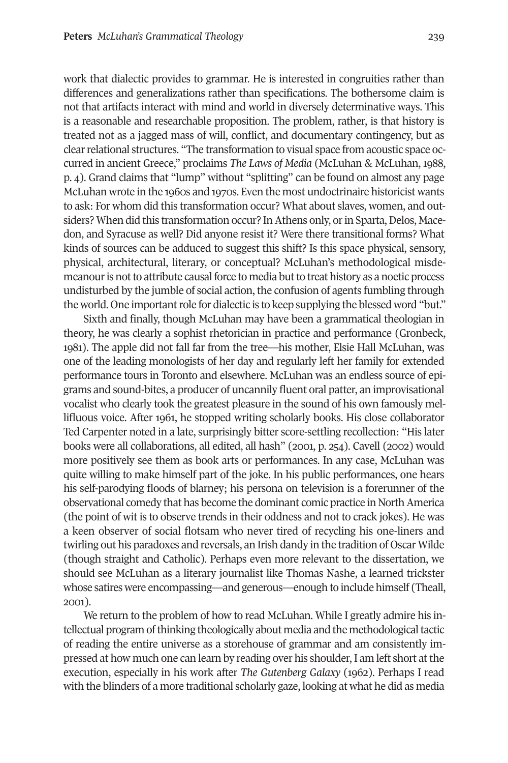work that dialectic provides to grammar. He is interested in congruities rather than differences and generalizations rather than specifications. The bothersome claim is not that artifacts interact with mind and world in diversely determinative ways. This is a reasonable and researchable proposition. The problem, rather, is that history is treated not as a jagged mass of will, conflict, and documentary contingency, but as clear relational structures. "The transformation to visual space from acoustic space occurred in ancient Greece," proclaims *The Laws of Media* (McLuhan & McLuhan, 1988, p. 4). Grand claims that "lump" without "splitting" can be found on almost any page McLuhan wrote in the 1960s and 1970s. Even the most undoctrinaire historicist wants to ask: For whom did this transformation occur? What about slaves, women, and outsiders? When did this transformation occur? In Athens only, or in Sparta, Delos, Macedon, and Syracuse as well? Did anyone resist it? Were there transitional forms? What kinds of sources can be adduced to suggest this shift? Is this space physical, sensory, physical, architectural, literary, or conceptual? McLuhan's methodological misdemeanour is not to attribute causal force to media but to treat history as a noetic process undisturbed by the jumble of social action, the confusion of agents fumbling through the world. One important role for dialectic is to keep supplying the blessed word "but."

Sixth and finally, though McLuhan may have been a grammatical theologian in theory, he was clearly a sophist rhetorician in practice and performance (Gronbeck, 1981). The apple did not fall far from the tree—his mother, Elsie Hall McLuhan, was one of the leading monologists of her day and regularly left her family for extended performance tours in Toronto and elsewhere. McLuhan was an endless source of epigrams and sound-bites, a producer of uncannily fluent oral patter, an improvisational vocalist who clearly took the greatest pleasure in the sound of his own famously mellifluous voice. After 1961, he stopped writing scholarly books. His close collaborator Ted Carpenter noted in a late, surprisingly bitter score-settling recollection: "His later books were all collaborations, all edited, all hash" (2001, p. 254). Cavell (2002) would more positively see them as book arts or performances. In any case, McLuhan was quite willing to make himself part of the joke. In his public performances, one hears his self-parodying floods of blarney; his persona on television is a forerunner of the observational comedy that has become the dominant comic practice in North America (the point of wit is to observe trends in their oddness and not to crack jokes). He was a keen observer of social flotsam who never tired of recycling his one-liners and twirling out his paradoxes and reversals, an Irish dandy in the tradition of Oscar Wilde (though straight and Catholic). Perhaps even more relevant to the dissertation, we should see McLuhan as a literary journalist like Thomas Nashe, a learned trickster whose satires were encompassing—and generous—enough to include himself (Theall, 2001).

We return to the problem of how to read McLuhan. While I greatly admire his intellectual program of thinking theologically about media and the methodological tactic of reading the entire universe as a storehouse of grammar and am consistently impressed at how much one can learn by reading over his shoulder, I am left short at the execution, especially in his work after *The Gutenberg Galaxy* (1962). Perhaps I read with the blinders of a more traditional scholarly gaze, looking at what he did as media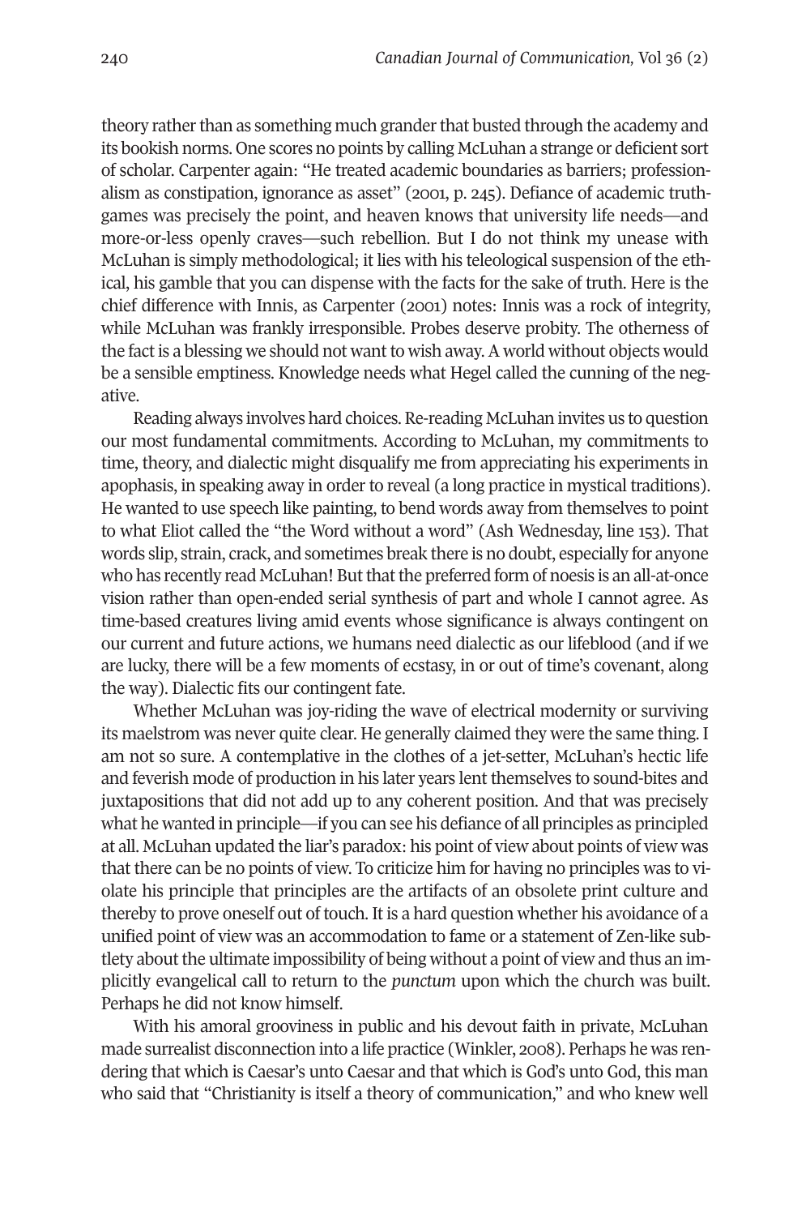theory rather than as something much grander that busted through the academy and its bookish norms. One scores no points by calling McLuhan a strange or deficient sort of scholar. Carpenter again: "He treated academic boundaries as barriers; professionalism as constipation, ignorance as asset" (2001, p. 245). Defiance of academic truth-games was precisely the point, and heaven knows that university life needs—and more-or-less openly craves—such rebellion. But I do not think my unease with McLuhan is simply methodological; it lies with his teleological suspension of the ethical, his gamble that you can dispense with the facts for the sake of truth. Here is the chief difference with Innis, as Carpenter (2001) notes: Innis was a rock of integrity, while McLuhan was frankly irresponsible. Probes deserve probity. The otherness of the fact is a blessing we should not want to wish away. A world without objects would be a sensible emptiness. Knowledge needs what Hegel called the cunning of the negative.

Reading always involves hard choices. Re-reading McLuhan invites us to question our most fundamental commitments. According to McLuhan, my commitments to time, theory, and dialectic might disqualify me from appreciating his experiments in apophasis, in speaking away in order to reveal (a long practice in mystical traditions). He wanted to use speech like painting, to bend words away from themselves to point to what Eliot called the "the Word without a word" (Ash Wednesday, line 153). That words slip, strain, crack, and sometimes break there is no doubt, especially for anyone who has recently read McLuhan! But that the preferred form of noesis is an all-at-once vision rather than open-ended serial synthesis of part and whole I cannot agree. As time-based creatures living amid events whose significance is always contingent on our current and future actions, we humans need dialectic as our lifeblood (and if we are lucky, there will be a few moments of ecstasy, in or out of time's covenant, along the way). Dialectic fits our contingent fate.

Whether McLuhan was joy-riding the wave of electrical modernity or surviving its maelstrom was never quite clear. He generally claimed they were the same thing. I am not so sure. A contemplative in the clothes of a jet-setter, McLuhan's hectic life and feverish mode of production in his later years lent themselves to sound-bites and juxtapositions that did not add up to any coherent position. And that was precisely what he wanted in principle—if you can see his defiance of all principles as principled at all. McLuhan updated the liar's paradox: his point of view about points of view was that there can be no points of view. To criticize him for having no principles was to violate his principle that principles are the artifacts of an obsolete print culture and thereby to prove oneself out of touch. It is a hard question whether his avoidance of a unified point of view was an accommodation to fame or a statement of Zen-like subtlety about the ultimate impossibility of being without a point of view and thus an implicitly evangelical call to return to the *punctum* upon which the church was built. Perhaps he did not know himself.

With his amoral grooviness in public and his devout faith in private, McLuhan made surrealist disconnection into a life practice (Winkler, 2008). Perhaps he was rendering that which is Caesar's unto Caesar and that which is God's unto God, this man who said that "Christianity is itself a theory of communication," and who knew well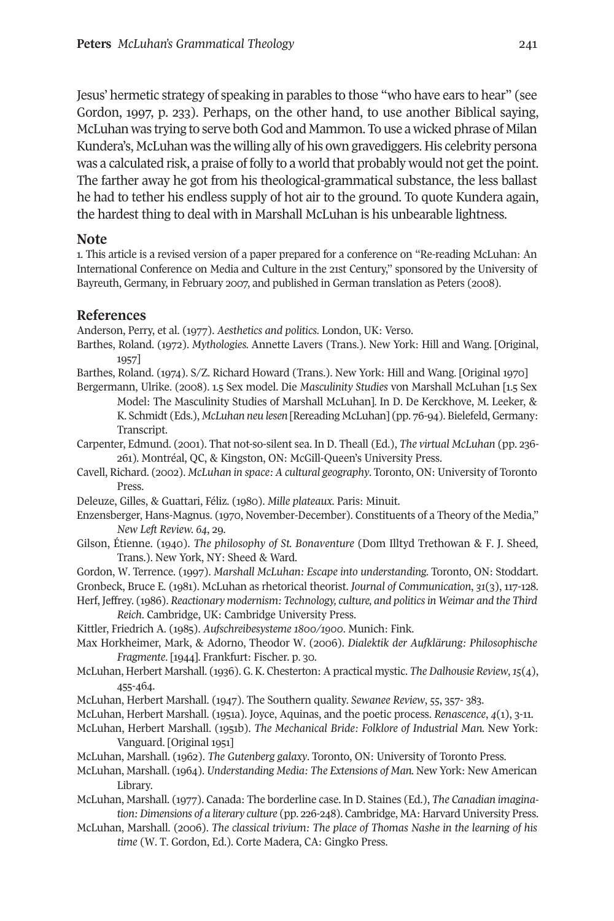Jesus' hermetic strategy of speaking in parables to those "who have ears to hear" (see Gordon, 1997, p. 233). Perhaps, on the other hand, to use another Biblical saying, McLuhan was trying to serve both God and Mammon. To use a wicked phrase of Milan Kundera's, McLuhan was the willing ally of his own gravediggers. His celebrity persona was a calculated risk, a praise of folly to a world that probably would not get the point. The farther away he got from his theological-grammatical substance, the less ballast he had to tether his endless supply of hot air to the ground. To quote Kundera again, the hardest thing to deal with in Marshall McLuhan is his unbearable lightness.

## Note

1. This article is a revised version of a paper prepared for a conference on "Re-reading McLuhan: An International Conference on Media and Culture in the 21st Century," sponsored by the University of Bayreuth, Germany, in February 2007, and published in German translation as Peters (2008).

## References

Anderson, Perry, et al. (1977). *Aesthetics and politics*. London, UK: Verso.

Barthes, Roland. (1972). *Mythologies.* Annette Lavers (Trans.). New York: Hill and Wang. [Original, 1957]

Barthes, Roland. (1974). S/Z. Richard Howard (Trans.). New York: Hill and Wang. [Original 1970]

Bergermann, Ulrike. (2008). 1.5 Sex model. Die *Masculinity Studies* von Marshall McLuhan [1.5 Sex Model: The Masculinity Studies of Marshall McLuhan]. In D. De Kerckhove, M. Leeker, & K. Schmidt (Eds.), *McLuhan neu lesen* [Rereading McLuhan] (pp. 76-94). Bielefeld, Germany: Transcript.

Carpenter, Edmund. (2001). That not-so-silent sea. In D. Theall (Ed.), *The virtual McLuhan* (pp. 236-261). Montréal, QC, & Kingston, ON: McGill-Queen's University Press.

Cavell, Richard. (2002). *McLuhan in space: A cultural geography*. Toronto, ON: University of Toronto Press.

Deleuze, Gilles, & Guattari, Féliz. (1980). *Mille plateaux*. Paris: Minuit.

Enzensberger, Hans-Magnus. (1970, November-December). Constituents of a Theory of the Media," *New Left Review. 64*, 29.

Gilson, Étienne. (1940). *The philosophy of St. Bonaventure* (Dom Illtyd Trethowan & F. J. Sheed, Trans.). New York, NY: Sheed & Ward.

Gordon, W. Terrence. (1997). *Marshall McLuhan: Escape into understanding.* Toronto, ON: Stoddart.

Gronbeck, Bruce E. (1981). McLuhan as rhetorical theorist. *Journal of Communication*, *31*(3), 117-128.

Herf, Jeffrey. (1986). *Reactionary modernism: Technology, culture, and politics in Weimar and the Third Reich*. Cambridge, UK: Cambridge University Press.

Kittler, Friedrich A. (1985). *Aufschreibesysteme 1800/1900*. Munich: Fink.

Max Horkheimer, Mark, & Adorno, Theodor W. (2006). *Dialektik der Aufklärung: Philosophische Fragmente*. [1944]. Frankfurt: Fischer. p. 30.

McLuhan, Herbert Marshall. (1936). G. K. Chesterton: A practical mystic. *The Dalhousie Review*, *15*(4), 455-464.

McLuhan, Herbert Marshall. (1947). The Southern quality. *Sewanee Review*, *55*, 357- 383.

McLuhan, Herbert Marshall. (1951a). Joyce, Aquinas, and the poetic process. *Renascence*, *4*(1), 3-11.

McLuhan, Herbert Marshall. (1951b). *The Mechanical Bride: Folklore of Industrial Man.* New York: Vanguard. [Original 1951]

McLuhan, Marshall. (1962). *The Gutenberg galaxy*. Toronto, ON: University of Toronto Press.

McLuhan, Marshall. (1964). *Understanding Media: The Extensions of Man.* New York: New American Library.

McLuhan, Marshall. (1977). Canada: The borderline case. In D. Staines (Ed.), *The Canadian imagination: Dimensions of a literary culture* (pp. 226-248). Cambridge, MA: Harvard University Press.

McLuhan, Marshall. (2006). *The classical trivium: The place of Thomas Nashe in the learning of his time* (W. T. Gordon, Ed.). Corte Madera, CA: Gingko Press.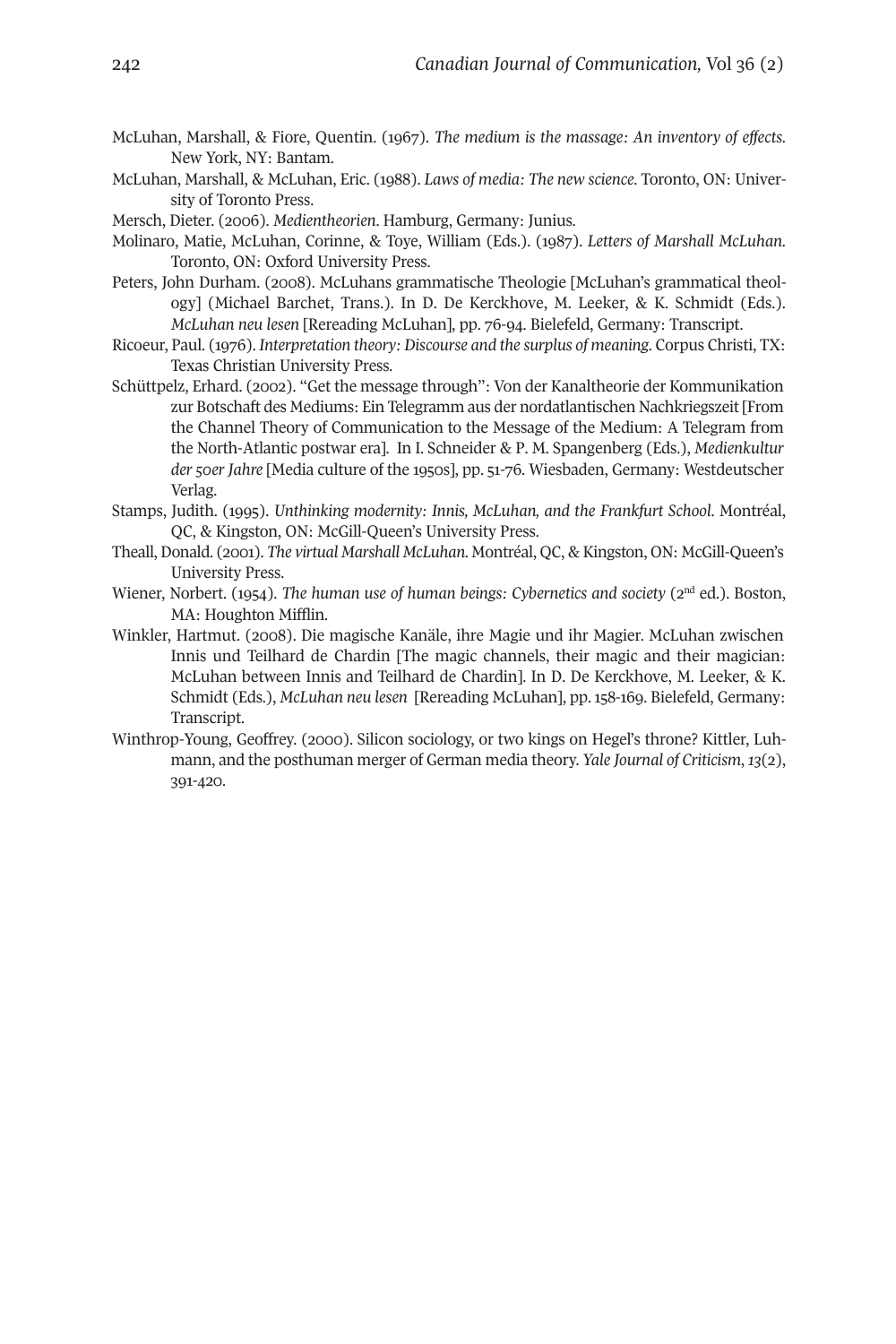McLuhan, Marshall, & Fiore, Quentin. (1967). *The medium is the massage: An inventory of effects.* New York, NY: Bantam.

McLuhan, Marshall, & McLuhan, Eric. (1988). *Laws of media: The new science.* Toronto, ON: University of Toronto Press.

Mersch, Dieter. (2006). *Medientheorien.* Hamburg, Germany: Junius.

Molinaro, Matie, McLuhan, Corinne, & Toye, William (Eds.). (1987). *Letters of Marshall McLuhan.* Toronto, ON: Oxford University Press.

Peters, John Durham. (2008). McLuhans grammatische Theologie [McLuhan's grammatical theology] (Michael Barchet, Trans.). In D. De Kerckhove, M. Leeker, & K. Schmidt (Eds.). *McLuhan neu lesen* [Rereading McLuhan], pp. 76-94. Bielefeld, Germany: Transcript.

Ricoeur, Paul. (1976). *Interpretation theory: Discourse and the surplus of meaning.* Corpus Christi, TX: Texas Christian University Press.

Schüttpelz, Erhard. (2002). "Get the message through": Von der Kanaltheorie der Kommunikation zur Botschaft des Mediums: Ein Telegramm aus der nordatlantischen Nachkriegszeit [From the Channel Theory of Communication to the Message of the Medium: A Telegram from the North-Atlantic postwar era]. In I. Schneider & P. M. Spangenberg (Eds.), *Medienkultur der 50er Jahre* [Media culture of the 1950s], pp. 51-76. Wiesbaden, Germany: Westdeutscher Verlag.

Stamps, Judith. (1995). *Unthinking modernity: Innis, McLuhan, and the Frankfurt School.* Montréal, QC, & Kingston, ON: McGill-Queen's University Press.

Theall, Donald. (2001). *The virtual Marshall McLuhan.* Montréal, QC, & Kingston, ON: McGill-Queen's University Press.

Wiener, Norbert. (1954). *The human use of human beings: Cybernetics and society* (2nd ed.). Boston, MA: Houghton Mifflin.

Winkler, Hartmut. (2008). Die magische Kanäle, ihre Magie und ihr Magier. McLuhan zwischen Innis und Teilhard de Chardin [The magic channels, their magic and their magician: McLuhan between Innis and Teilhard de Chardin]. In D. De Kerckhove, M. Leeker, & K. Schmidt (Eds.), *McLuhan neu lesen* [Rereading McLuhan], pp. 158-169. Bielefeld, Germany: Transcript.

Winthrop-Young, Geoffrey. (2000). Silicon sociology, or two kings on Hegel's throne? Kittler, Luhmann, and the posthuman merger of German media theory. *Yale Journal of Criticism*, *13*(2), 391-420.